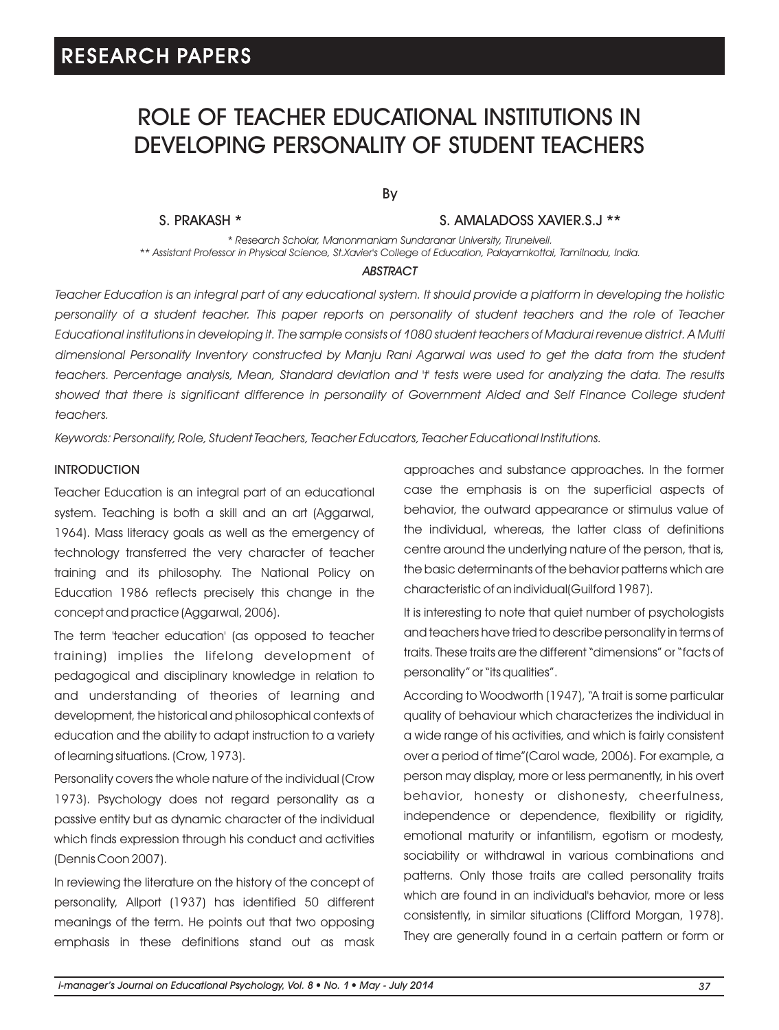# ROLE OF TEACHER EDUCATIONAL INSTITUTIONS IN DEVELOPING PERSONALITY OF STUDENT TEACHERS

By

**S. PRAKASH *** **S. AMALADOSS XAVIER.S.J ****

*\* Research Scholar, Manonmaniam Sundaranar University, Tirunelveli.*
*\*\* Assistant Professor in Physical Science, St.Xavier's College of Education, Palayamkottai, Tamilnadu, India.*

### ABSTRACT

*Teacher Education is an integral part of any educational system. It should provide a platform in developing the holistic personality of a student teacher. This paper reports on personality of student teachers and the role of Teacher Educational institutions in developing it. The sample consists of 1080 student teachers of Madurai revenue district. A Multi dimensional Personality Inventory constructed by Manju Rani Agarwal was used to get the data from the student teachers. Percentage analysis, Mean, Standard deviation and 't' tests were used for analyzing the data. The results showed that there is significant difference in personality of Government Aided and Self Finance College student teachers.*

*Keywords: Personality, Role, Student Teachers, Teacher Educators, Teacher Educational Institutions.*

## INTRODUCTION

Teacher Education is an integral part of an educational system. Teaching is both a skill and an art (Aggarwal, 1964). Mass literacy goals as well as the emergency of technology transferred the very character of teacher training and its philosophy. The National Policy on Education 1986 reflects precisely this change in the concept and practice (Aggarwal, 2006).

The term 'teacher education' (as opposed to teacher training) implies the lifelong development of pedagogical and disciplinary knowledge in relation to and understanding of theories of learning and development, the historical and philosophical contexts of education and the ability to adapt instruction to a variety of learning situations. (Crow, 1973).

Personality covers the whole nature of the individual (Crow 1973). Psychology does not regard personality as a passive entity but as dynamic character of the individual which finds expression through his conduct and activities (Dennis Coon 2007).

In reviewing the literature on the history of the concept of personality, Allport (1937) has identified 50 different meanings of the term. He points out that two opposing emphasis in these definitions stand out as mask approaches and substance approaches. In the former case the emphasis is on the superficial aspects of behavior, the outward appearance or stimulus value of the individual, whereas, the latter class of definitions centre around the underlying nature of the person, that is, the basic determinants of the behavior patterns which are characteristic of an individual(Guilford 1987).

It is interesting to note that quiet number of psychologists and teachers have tried to describe personality in terms of traits. These traits are the different "dimensions" or "facts of personality" or "its qualities".

According to Woodworth (1947), "A trait is some particular quality of behaviour which characterizes the individual in a wide range of his activities, and which is fairly consistent over a period of time"(Carol wade, 2006). For example, a person may display, more or less permanently, in his overt behavior, honesty or dishonesty, cheerfulness, independence or dependence, flexibility or rigidity, emotional maturity or infantilism, egotism or modesty, sociability or withdrawal in various combinations and patterns. Only those traits are called personality traits which are found in an individual's behavior, more or less consistently, in similar situations (Clifford Morgan, 1978). They are generally found in a certain pattern or form or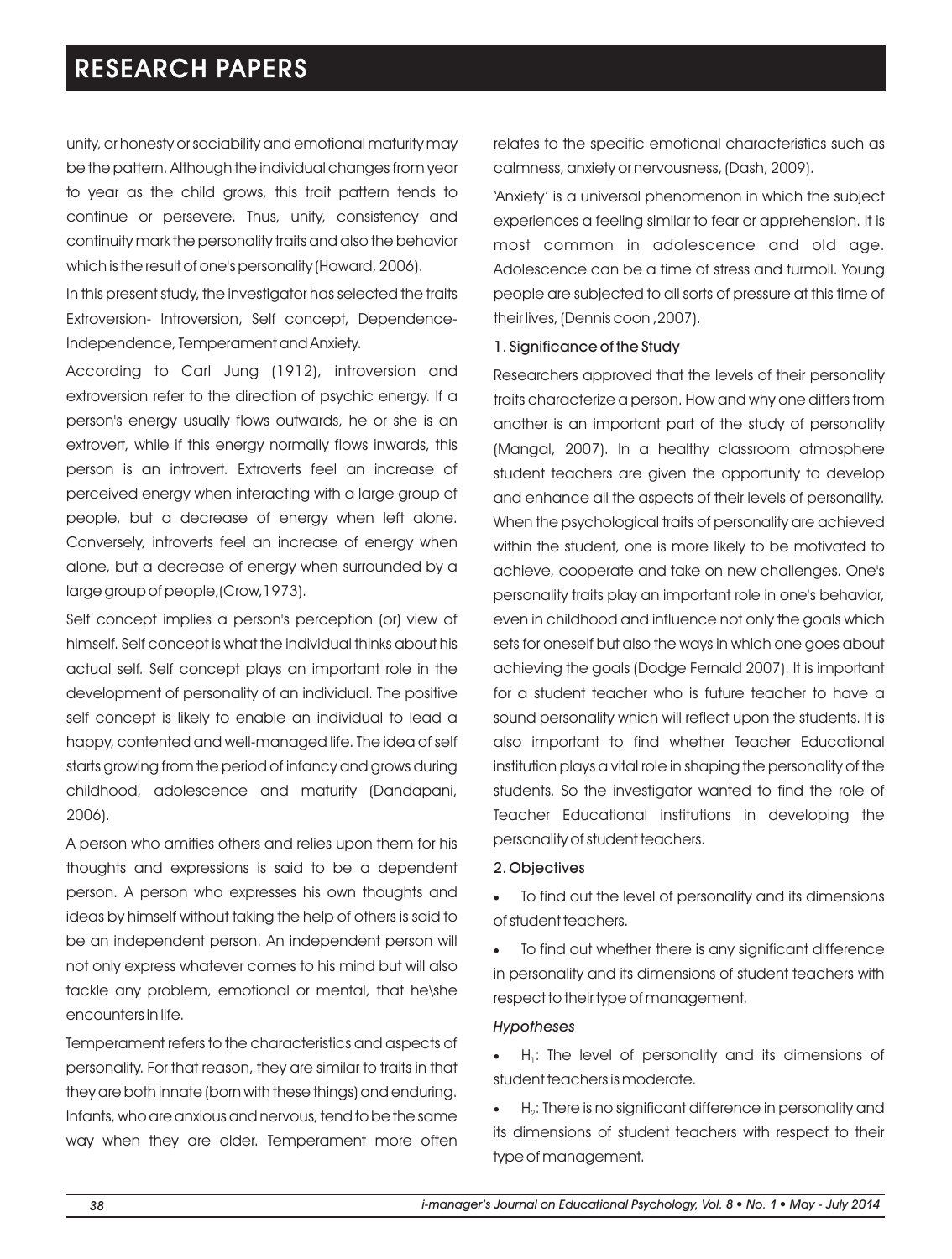unity, or honesty or sociability and emotional maturity may be the pattern. Although the individual changes from year to year as the child grows, this trait pattern tends to continue or persevere. Thus, unity, consistency and continuity mark the personality traits and also the behavior which is the result of one's personality (Howard, 2006).

In this present study, the investigator has selected the traits Extroversion- Introversion, Self concept, Dependence-Independence, Temperament and Anxiety.

According to Carl Jung (1912), introversion and extroversion refer to the direction of psychic energy. If a person's energy usually flows outwards, he or she is an extrovert, while if this energy normally flows inwards, this person is an introvert. Extroverts feel an increase of perceived energy when interacting with a large group of people, but a decrease of energy when left alone. Conversely, introverts feel an increase of energy when alone, but a decrease of energy when surrounded by a large group of people,(Crow,1973).

Self concept implies a person's perception (or) view of himself. Self concept is what the individual thinks about his actual self. Self concept plays an important role in the development of personality of an individual. The positive self concept is likely to enable an individual to lead a happy, contented and well-managed life. The idea of self starts growing from the period of infancy and grows during childhood, adolescence and maturity (Dandapani, 2006).

A person who amities others and relies upon them for his thoughts and expressions is said to be a dependent person. A person who expresses his own thoughts and ideas by himself without taking the help of others is said to be an independent person. An independent person will not only express whatever comes to his mind but will also tackle any problem, emotional or mental, that he\she encounters in life.

Temperament refers to the characteristics and aspects of personality. For that reason, they are similar to traits in that they are both innate (born with these things) and enduring. Infants, who are anxious and nervous, tend to be the same way when they are older. Temperament more often relates to the specific emotional characteristics such as calmness, anxiety or nervousness, (Dash, 2009).

'Anxiety' is a universal phenomenon in which the subject experiences a feeling similar to fear or apprehension. It is most common in adolescence and old age. Adolescence can be a time of stress and turmoil. Young people are subjected to all sorts of pressure at this time of their lives, (Dennis coon ,2007).

### 1. Significance of the Study

Researchers approved that the levels of their personality traits characterize a person. How and why one differs from another is an important part of the study of personality (Mangal, 2007). In a healthy classroom atmosphere student teachers are given the opportunity to develop and enhance all the aspects of their levels of personality. When the psychological traits of personality are achieved within the student, one is more likely to be motivated to achieve, cooperate and take on new challenges. One's personality traits play an important role in one's behavior, even in childhood and influence not only the goals which sets for oneself but also the ways in which one goes about achieving the goals (Dodge Fernald 2007). It is important for a student teacher who is future teacher to have a sound personality which will reflect upon the students. It is also important to find whether Teacher Educational institution plays a vital role in shaping the personality of the students. So the investigator wanted to find the role of Teacher Educational institutions in developing the personality of student teachers.

### 2. Objectives

- To find out the level of personality and its dimensions of student teachers.
- To find out whether there is any significant difference in personality and its dimensions of student teachers with respect to their type of management.

#### *Hypotheses*

- $H_1$: The level of personality and its dimensions of student teachers is moderate.
- $H_2$: There is no significant difference in personality and its dimensions of student teachers with respect to their type of management.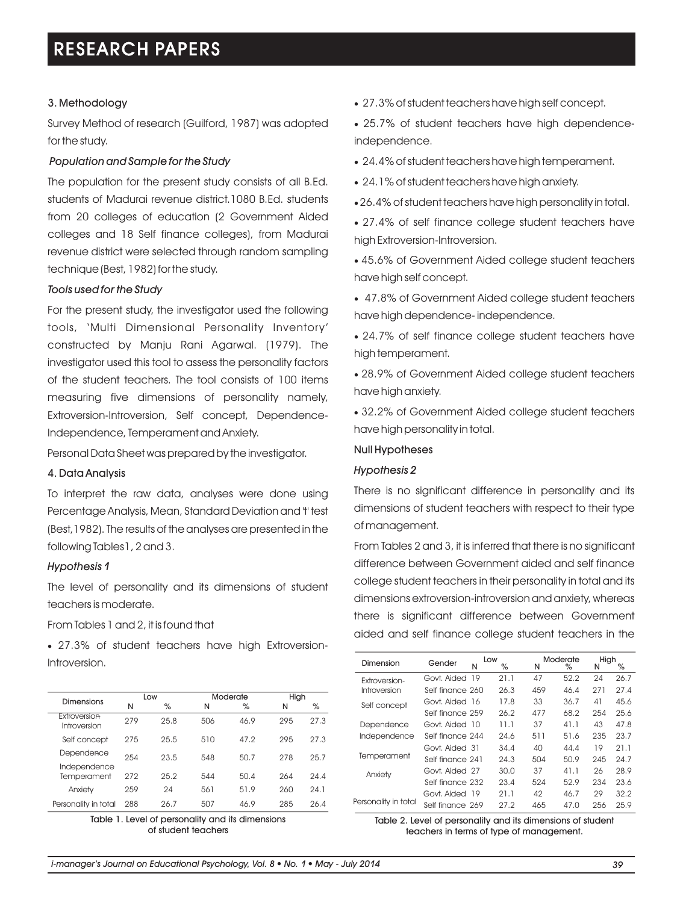### 3. Methodology

Survey Method of research (Guilford, 1987) was adopted for the study.

#### *Population and Sample for the Study*

The population for the present study consists of all B.Ed. students of Madurai revenue district.1080 B.Ed. students from 20 colleges of education (2 Government Aided colleges and 18 Self finance colleges), from Madurai revenue district were selected through random sampling technique (Best, 1982) for the study.

#### *Tools used for the Study*

For the present study, the investigator used the following tools, 'Multi Dimensional Personality Inventory' constructed by Manju Rani Agarwal. (1979). The investigator used this tool to assess the personality factors of the student teachers. The tool consists of 100 items measuring five dimensions of personality namely, Extroversion-Introversion, Self concept, Dependence-Independence, Temperament and Anxiety.

Personal Data Sheet was prepared by the investigator.

### 4. Data Analysis

To interpret the raw data, analyses were done using Percentage Analysis, Mean, Standard Deviation and 't' test (Best, 1982). The results of the analyses are presented in the following Tables 1, 2 and 3.

#### *Hypothesis 1*

The level of personality and its dimensions of student teachers is moderate.

From Tables 1 and 2, it is found that

- 27.3% of student teachers have high Extroversion-Introversion.

| Dimensions | Low | | Moderate | | High | |
|---|---|---|---|---|---|---|
| | N | % | N | % | N | % |
| Extroversion-Introversion | 279 | 25.8 | 506 | 46.9 | 295 | 27.3 |
| Self concept | 275 | 25.5 | 510 | 47.2 | 295 | 27.3 |
| Dependence-Independence | 254 | 23.5 | 548 | 50.7 | 278 | 25.7 |
| Temperament | 272 | 25.2 | 544 | 50.4 | 264 | 24.4 |
| Anxiety | 259 | 24 | 561 | 51.9 | 260 | 24.1 |
| Personality in total | 288 | 26.7 | 507 | 46.9 | 285 | 26.4 |

Table 1. Level of personality and its dimensions of student teachers

- 27.3% of student teachers have high self concept.
- 25.7% of student teachers have high dependence-independence.
- 24.4% of student teachers have high temperament.
- 24.1% of student teachers have high anxiety.
- 26.4% of student teachers have high personality in total.
- 27.4% of self finance college student teachers have high Extroversion-Introversion.
- 45.6% of Government Aided college student teachers have high self concept.
- 47.8% of Government Aided college student teachers have high dependence- independence.
- 24.7% of self finance college student teachers have high temperament.
- 28.9% of Government Aided college student teachers have high anxiety.
- 32.2% of Government Aided college student teachers have high personality in total.

### Null Hypotheses

#### *Hypothesis 2*

There is no significant difference in personality and its dimensions of student teachers with respect to their type of management.

From Tables 2 and 3, it is inferred that there is no significant difference between Government aided and self finance college student teachers in their personality in total and its dimensions extroversion-introversion and anxiety, whereas there is significant difference between Government aided and self finance college student teachers in the

| Dimension | Gender | Low | | Moderate | | High | |
|---|---|---|---|---|---|---|---|
| | | N | % | N | % | N | % |
| Extroversion-Introversion | Govt. Aided | 19 | 21.1 | 47 | 52.2 | 24 | 26.7 |
| | Self finance | 260 | 26.3 | 459 | 46.4 | 271 | 27.4 |
| Self concept | Govt. Aided | 16 | 17.8 | 33 | 36.7 | 41 | 45.6 |
| | Self finance | 259 | 26.2 | 477 | 68.2 | 254 | 25.6 |
| Dependence Independence | Govt. Aided | 10 | 11.1 | 37 | 41.1 | 43 | 47.8 |
| | Self finance | 244 | 24.6 | 511 | 51.6 | 235 | 23.7 |
| Temperament | Govt. Aided | 31 | 34.4 | 40 | 44.4 | 19 | 21.1 |
| | Self finance | 241 | 24.3 | 504 | 50.9 | 245 | 24.7 |
| Anxiety | Govt. Aided | 27 | 30.0 | 37 | 41.1 | 26 | 28.9 |
| | Self finance | 232 | 23.4 | 524 | 52.9 | 234 | 23.6 |
| Personality in total | Govt. Aided | 19 | 21.1 | 42 | 46.7 | 29 | 32.2 |
| | Self finance | 269 | 27.2 | 465 | 47.0 | 256 | 25.9 |

Table 2. Level of personality and its dimensions of student teachers in terms of type of management.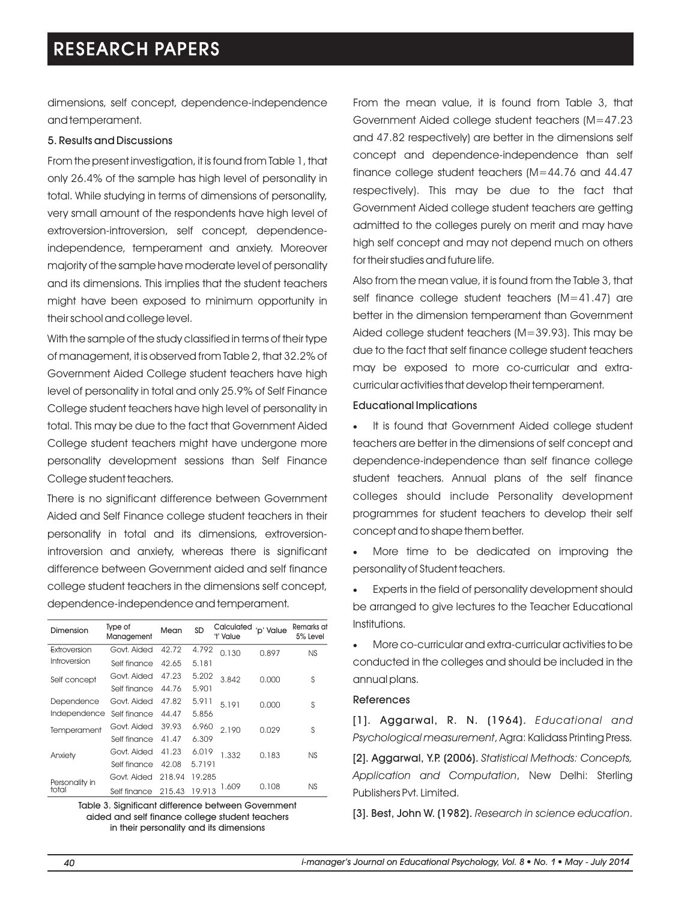dimensions, self concept, dependence-independence and temperament.

### 5. Results and Discussions

From the present investigation, it is found from Table 1, that only 26.4% of the sample has high level of personality in total. While studying in terms of dimensions of personality, very small amount of the respondents have high level of extroversion-introversion, self concept, dependence-independence, temperament and anxiety. Moreover majority of the sample have moderate level of personality and its dimensions. This implies that the student teachers might have been exposed to minimum opportunity in their school and college level.

With the sample of the study classified in terms of their type of management, it is observed from Table 2, that 32.2% of Government Aided College student teachers have high level of personality in total and only 25.9% of Self Finance College student teachers have high level of personality in total. This may be due to the fact that Government Aided College student teachers might have undergone more personality development sessions than Self Finance College student teachers.

There is no significant difference between Government Aided and Self Finance college student teachers in their personality in total and its dimensions, extroversion-introversion and anxiety, whereas there is significant difference between Government aided and self finance college student teachers in the dimensions self concept, dependence-independence and temperament.

| Dimension | Type of Management | Mean | SD | Calculated 't' Value | 'p' Value | Remarks at 5% Level |
|---|---|---|---|---|---|---|
| Extroversion Introversion | Govt. Aided | 42.72 | 4.792 | 0.130 | 0.897 | NS |
| | Self finance | 42.65 | 5.181 | | | |
| Self concept | Govt. Aided | 47.23 | 5.202 | 3.842 | 0.000 | S |
| | Self finance | 44.76 | 5.901 | | | |
| Dependence Independence | Govt. Aided | 47.82 | 5.911 | 5.191 | 0.000 | S |
| | Self finance | 44.47 | 5.856 | | | |
| Temperament | Govt. Aided | 39.93 | 6.960 | 2.190 | 0.029 | S |
| | Self finance | 41.47 | 6.309 | | | |
| Anxiety | Govt. Aided | 41.23 | 6.019 | 1.332 | 0.183 | NS |
| | Self finance | 42.08 | 5.7191 | | | |
| Personality in total | Govt. Aided | 218.94 | 19.285 | 1.609 | 0.108 | NS |
| | Self finance | 215.43 | 19.913 | | | |

Table 3. Significant difference between Government aided and self finance college student teachers in their personality and its dimensions

From the mean value, it is found from Table 3, that Government Aided college student teachers (M=47.23 and 47.82 respectively) are better in the dimensions self concept and dependence-independence than self finance college student teachers (M=44.76 and 44.47 respectively). This may be due to the fact that Government Aided college student teachers are getting admitted to the colleges purely on merit and may have high self concept and may not depend much on others for their studies and future life.

Also from the mean value, it is found from the Table 3, that self finance college student teachers (M=41.47) are better in the dimension temperament than Government Aided college student teachers (M=39.93). This may be due to the fact that self finance college student teachers may be exposed to more co-curricular and extra-curricular activities that develop their temperament.

### Educational Implications

- It is found that Government Aided college student teachers are better in the dimensions of self concept and dependence-independence than self finance college student teachers. Annual plans of the self finance colleges should include Personality development programmes for student teachers to develop their self concept and to shape them better.
- More time to be dedicated on improving the personality of Student teachers.
- Experts in the field of personality development should be arranged to give lectures to the Teacher Educational Institutions.
- More co-curricular and extra-curricular activities to be conducted in the colleges and should be included in the annual plans.

### References

[1]. Aggarwal, R. N. (1964). *Educational and Psychological measurement*, Agra: Kalidass Printing Press.

[2]. Aggarwal, Y.P. (2006). *Statistical Methods: Concepts, Application and Computation*, New Delhi: Sterling Publishers Pvt. Limited.

[3]. Best, John W. (1982). *Research in science education*.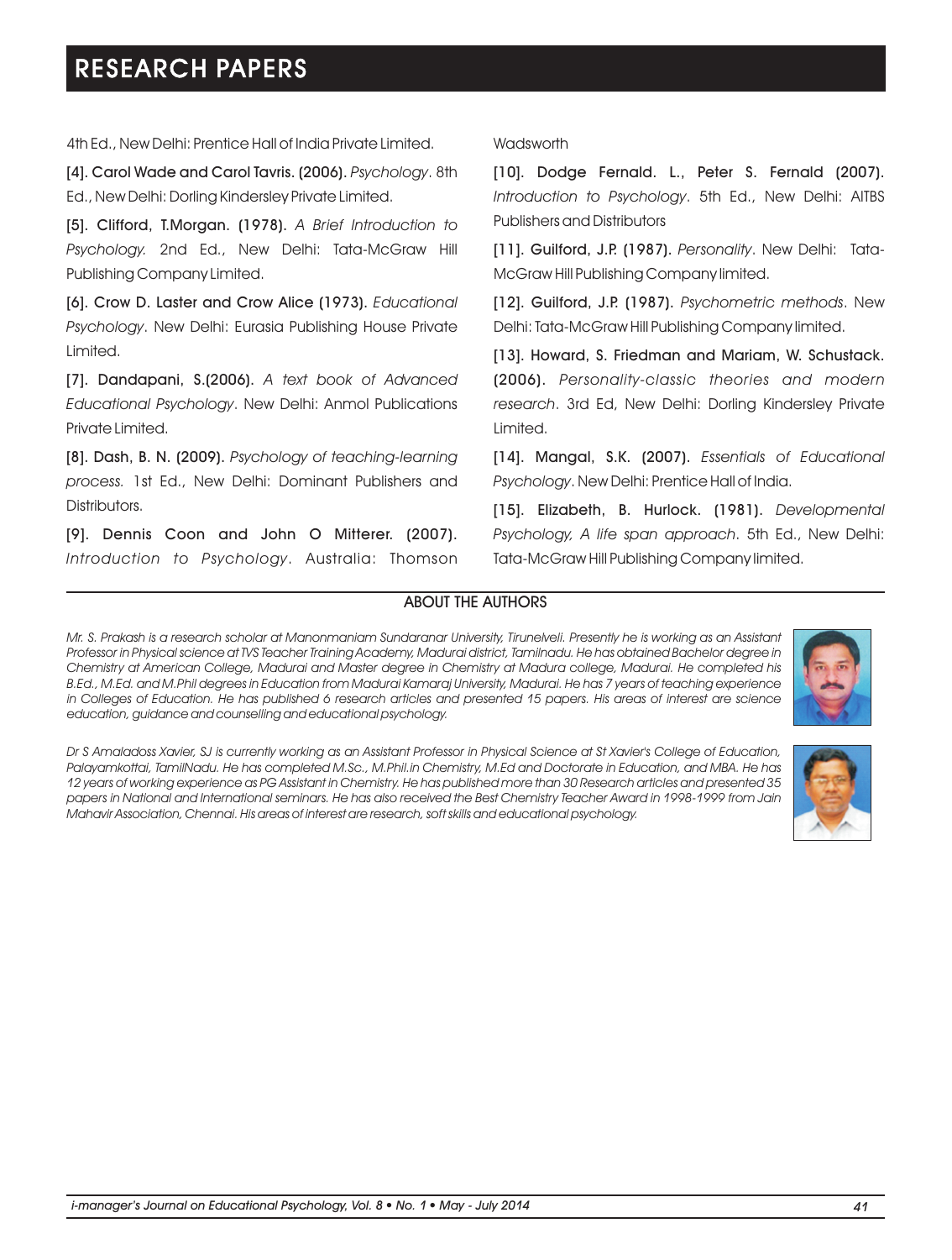4th Ed., New Delhi: Prentice Hall of India Private Limited.

[4]. **Carol Wade and Carol Tavris. (2006).** *Psychology*. 8th Ed., New Delhi: Dorling Kindersley Private Limited.

[5]. **Clifford, T.Morgan. (1978).** *A Brief Introduction to Psychology.* 2nd Ed., New Delhi: Tata-McGraw Hill Publishing Company Limited.

[6]. **Crow D. Laster and Crow Alice (1973).** *Educational Psychology*. New Delhi: Eurasia Publishing House Private Limited.

[7]. **Dandapani, S.(2006).** *A text book of Advanced Educational Psychology*. New Delhi: Anmol Publications Private Limited.

[8]. **Dash, B. N. (2009).** *Psychology of teaching-learning process.* 1st Ed., New Delhi: Dominant Publishers and Distributors.

[9]. **Dennis Coon and John O Mitterer. (2007).** *Introduction to Psychology*. Australia: Thomson Wadsworth

[10]. **Dodge Fernald. L., Peter S. Fernald (2007).** *Introduction to Psychology*. 5th Ed., New Delhi: AITBS Publishers and Distributors

[11]. **Guilford, J.P. (1987).** *Personality*. New Delhi: Tata-McGraw Hill Publishing Company limited.

[12]. **Guilford, J.P. (1987).** *Psychometric methods*. New Delhi: Tata-McGraw Hill Publishing Company limited.

[13]. **Howard, S. Friedman and Mariam, W. Schustack. (2006).** *Personality-classic theories and modern research*. 3rd Ed, New Delhi: Dorling Kindersley Private Limited.

[14]. **Mangal, S.K. (2007).** *Essentials of Educational Psychology*. New Delhi: Prentice Hall of India.

[15]. **Elizabeth, B. Hurlock. (1981).** *Developmental Psychology, A life span approach*. 5th Ed., New Delhi: Tata-McGraw Hill Publishing Company limited.

## ABOUT THE AUTHORS

*Mr. S. Prakash is a research scholar at Manonmaniam Sundaranar University, Tirunelveli. Presently he is working as an Assistant Professor in Physical science at TVS Teacher Training Academy, Madurai district, Tamilnadu. He has obtained Bachelor degree in Chemistry at American College, Madurai and Master degree in Chemistry at Madura college, Madurai. He completed his B.Ed., M.Ed. and M.Phil degrees in Education from Madurai Kamaraj University, Madurai. He has 7 years of teaching experience in Colleges of Education. He has published 6 research articles and presented 15 papers. His areas of interest are science education, guidance and counselling and educational psychology.*

*Dr S Amaladoss Xavier, SJ is currently working as an Assistant Professor in Physical Science at St Xavier's College of Education, Palayamkottai, TamilNadu. He has completed M.Sc., M.Phil.in Chemistry, M.Ed and Doctorate in Education, and MBA. He has 12 years of working experience as PG Assistant in Chemistry. He has published more than 30 Research articles and presented 35 papers in National and International seminars. He has also received the Best Chemistry Teacher Award in 1998-1999 from Jain Mahavir Association, Chennai. His areas of interest are research, soft skills and educational psychology.*